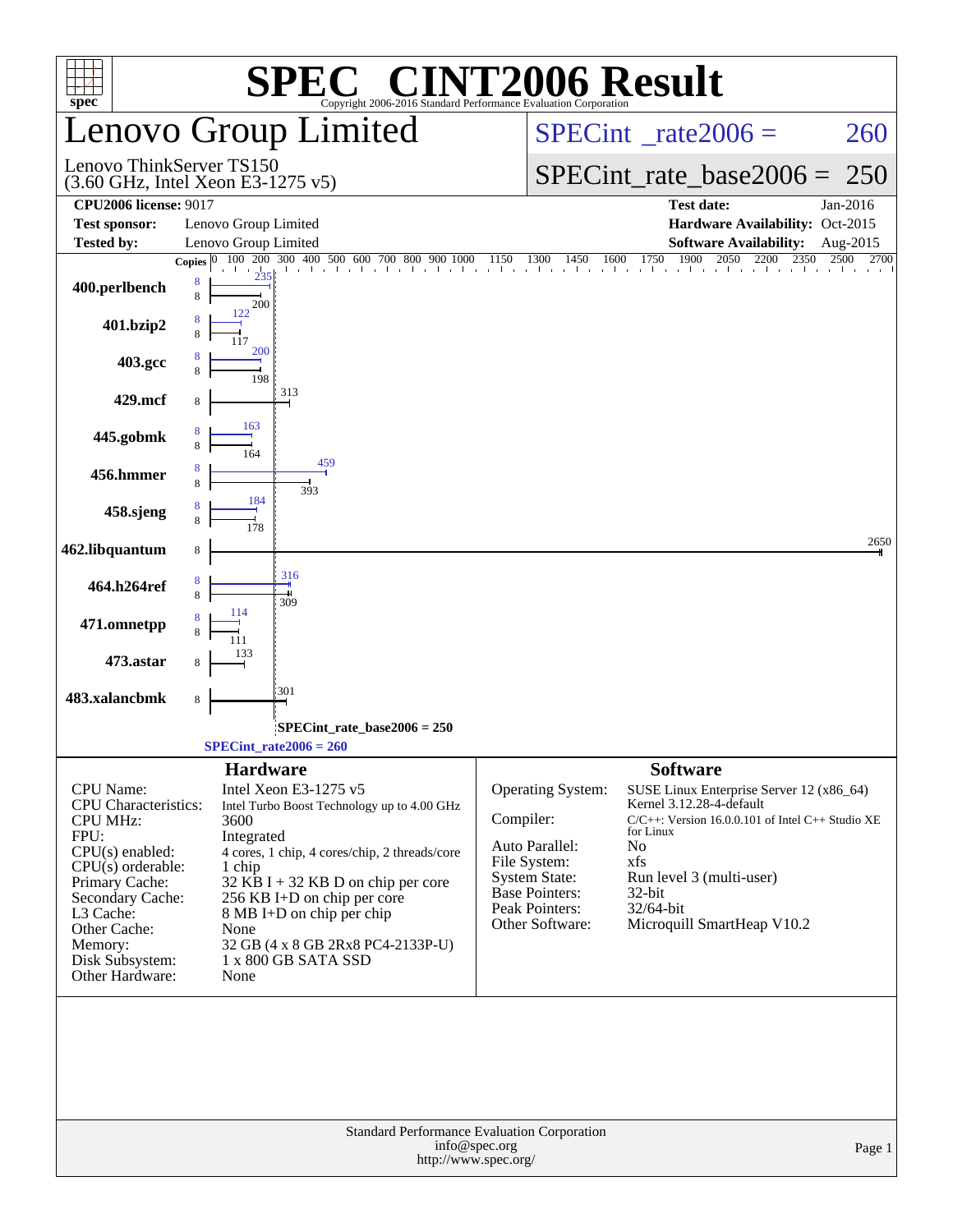# SPEC® CINT2006 Result

Copyright 2006-2016 Standard Performance Evaluation Corporation

## Lenovo Group Limited

Lenovo ThinkServer TS150
(3.60 GHz, Intel Xeon E3-1275 v5)

SPECint_rate2006 = 260

SPECint_rate_base2006 = 250

| | | | |
|---|---|---|---|
| **CPU2006 license:** 9017 | | **Test date:** | Jan-2016 |
| **Test sponsor:** | Lenovo Group Limited | **Hardware Availability:** | Oct-2015 |
| **Tested by:** | Lenovo Group Limited | **Software Availability:** | Aug-2015 |

| Benchmark | Copies (peak) | Peak | Copies (base) | Base |
|---|---|---|---|---|
| 400.perlbench | 8 | 235 | 8 | 200 |
| 401.bzip2 | 8 | 122 | 8 | 117 |
| 403.gcc | 8 | 200 | 8 | 198 |
| 429.mcf | | | 8 | 313 |
| 445.gobmk | 8 | 163 | 8 | 164 |
| 456.hmmer | 8 | 459 | 8 | 393 |
| 458.sjeng | 8 | 184 | 8 | 178 |
| 462.libquantum | | | 8 | 2650 |
| 464.h264ref | 8 | 316 | 8 | 309 |
| 471.omnetpp | 8 | 114 | 8 | 111 |
| 473.astar | | | 8 | 133 |
| 483.xalancbmk | | | 8 | 301 |

SPECint_rate_base2006 = 250

SPECint_rate2006 = 260

### Hardware

| | |
|---|---|
| CPU Name: | Intel Xeon E3-1275 v5 |
| CPU Characteristics: | Intel Turbo Boost Technology up to 4.00 GHz |
| CPU MHz: | 3600 |
| FPU: | Integrated |
| CPU(s) enabled: | 4 cores, 1 chip, 4 cores/chip, 2 threads/core |
| CPU(s) orderable: | 1 chip |
| Primary Cache: | 32 KB I + 32 KB D on chip per core |
| Secondary Cache: | 256 KB I+D on chip per core |
| L3 Cache: | 8 MB I+D on chip per chip |
| Other Cache: | None |
| Memory: | 32 GB (4 x 8 GB 2Rx8 PC4-2133P-U) |
| Disk Subsystem: | 1 x 800 GB SATA SSD |
| Other Hardware: | None |

### Software

| | |
|---|---|
| Operating System: | SUSE Linux Enterprise Server 12 (x86_64) Kernel 3.12.28-4-default |
| Compiler: | C/C++: Version 16.0.0.101 of Intel C++ Studio XE for Linux |
| Auto Parallel: | No |
| File System: | xfs |
| System State: | Run level 3 (multi-user) |
| Base Pointers: | 32-bit |
| Peak Pointers: | 32/64-bit |
| Other Software: | Microquill SmartHeap V10.2 |

Standard Performance Evaluation Corporation
info@spec.org
http://www.spec.org/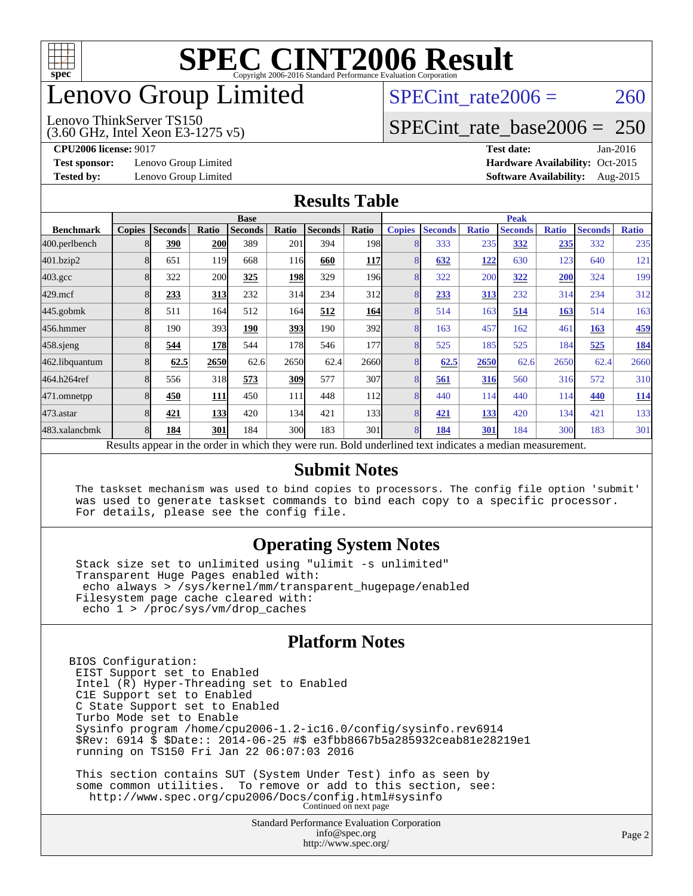# SPEC CINT2006 Result

Copyright 2006-2016 Standard Performance Evaluation Corporation

# Lenovo Group Limited

Lenovo ThinkServer TS150
(3.60 GHz, Intel Xeon E3-1275 v5)

SPECint_rate2006 = 260

SPECint_rate_base2006 = 250

**CPU2006 license:** 9017
**Test sponsor:** Lenovo Group Limited
**Tested by:** Lenovo Group Limited

**Test date:** Jan-2016
**Hardware Availability:** Oct-2015
**Software Availability:** Aug-2015

## Results Table

| Benchmark | Base | | | | | | | Peak | | | | | | |
|---|---|---|---|---|---|---|---|---|---|---|---|---|---|---|
| | Copies | Seconds | Ratio | Seconds | Ratio | Seconds | Ratio | Copies | Seconds | Ratio | Seconds | Ratio | Seconds | Ratio |
| 400.perlbench | 8 | **390** | **200** | 389 | 201 | 394 | 198 | 8 | 333 | 235 | **332** | **235** | 332 | 235 |
| 401.bzip2 | 8 | 651 | 119 | 668 | 116 | **660** | **117** | 8 | **632** | **122** | 630 | 123 | 640 | 121 |
| 403.gcc | 8 | 322 | 200 | **325** | **198** | 329 | 196 | 8 | 322 | 200 | **322** | **200** | 324 | 199 |
| 429.mcf | 8 | **233** | **313** | 232 | 314 | 234 | 312 | 8 | **233** | **313** | 232 | 314 | 234 | 312 |
| 445.gobmk | 8 | 511 | 164 | 512 | 164 | **512** | **164** | 8 | 514 | 163 | **514** | **163** | 514 | 163 |
| 456.hmmer | 8 | 190 | 393 | **190** | **393** | 190 | 392 | 8 | 163 | 457 | 162 | 461 | **163** | **459** |
| 458.sjeng | 8 | **544** | **178** | 544 | 178 | 546 | 177 | 8 | 525 | 185 | 525 | 184 | **525** | **184** |
| 462.libquantum | 8 | **62.5** | **2650** | 62.6 | 2650 | 62.4 | 2660 | 8 | **62.5** | **2650** | 62.6 | 2650 | 62.4 | 2660 |
| 464.h264ref | 8 | 556 | 318 | **573** | **309** | 577 | 307 | 8 | **561** | **316** | 560 | 316 | 572 | 310 |
| 471.omnetpp | 8 | **450** | **111** | 450 | 111 | 448 | 112 | 8 | 440 | 114 | 440 | 114 | **440** | **114** |
| 473.astar | 8 | **421** | **133** | 420 | 134 | 421 | 133 | 8 | **421** | **133** | 420 | 134 | 421 | 133 |
| 483.xalancbmk | 8 | **184** | **301** | 184 | 300 | 183 | 301 | 8 | **184** | **301** | 184 | 300 | 183 | 301 |

Results appear in the order in which they were run. Bold underlined text indicates a median measurement.

## Submit Notes

```
The taskset mechanism was used to bind copies to processors. The config file option 'submit'
was used to generate taskset commands to bind each copy to a specific processor.
For details, please see the config file.
```

## Operating System Notes

```
Stack size set to unlimited using "ulimit -s unlimited"
Transparent Huge Pages enabled with:
 echo always > /sys/kernel/mm/transparent_hugepage/enabled
Filesystem page cache cleared with:
 echo 1 > /proc/sys/vm/drop_caches
```

## Platform Notes

```
BIOS Configuration:
 EIST Support set to Enabled
 Intel (R) Hyper-Threading set to Enabled
 C1E Support set to Enabled
 C State Support set to Enabled
 Turbo Mode set to Enable
 Sysinfo program /home/cpu2006-1.2-ic16.0/config/sysinfo.rev6914
 $Rev: 6914 $ $Date:: 2014-06-25 #$ e3fbb8667b5a285932ceab81e28219e1
 running on TS150 Fri Jan 22 06:07:03 2016

 This section contains SUT (System Under Test) info as seen by
 some common utilities.  To remove or add to this section, see:
   http://www.spec.org/cpu2006/Docs/config.html#sysinfo
```

Continued on next page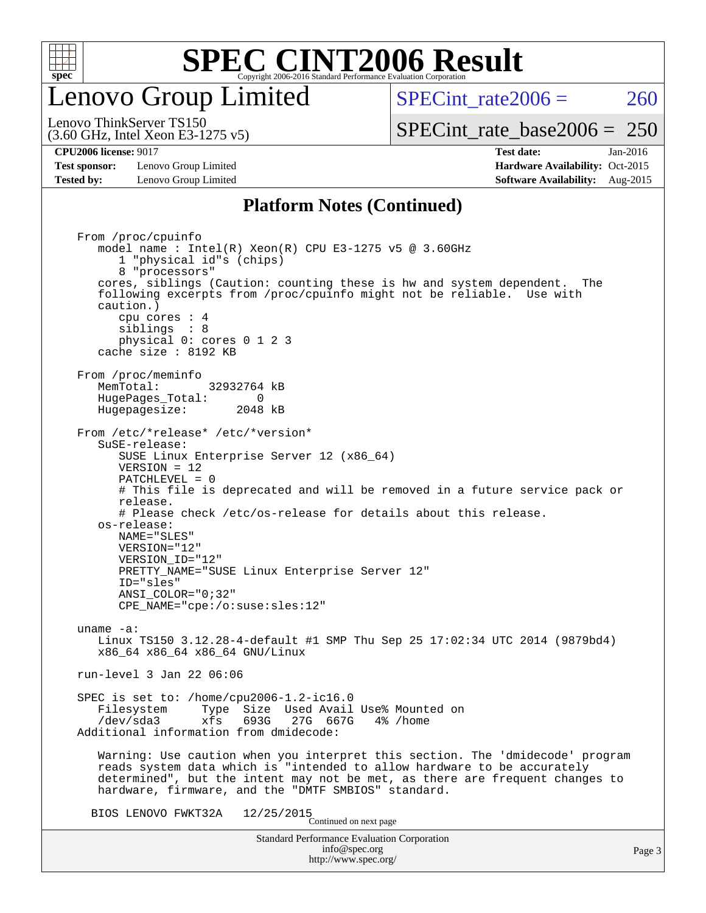# SPEC CINT2006 Result

## Lenovo Group Limited

Lenovo ThinkServer TS150
(3.60 GHz, Intel Xeon E3-1275 v5)

SPECint_rate2006 = 260

SPECint_rate_base2006 = 250

**CPU2006 license:** 9017
**Test sponsor:** Lenovo Group Limited
**Tested by:** Lenovo Group Limited

**Test date:** Jan-2016
**Hardware Availability:** Oct-2015
**Software Availability:** Aug-2015

### Platform Notes (Continued)

```
From /proc/cpuinfo
   model name : Intel(R) Xeon(R) CPU E3-1275 v5 @ 3.60GHz
      1 "physical id"s (chips)
      8 "processors"
   cores, siblings (Caution: counting these is hw and system dependent.  The
   following excerpts from /proc/cpuinfo might not be reliable.  Use with
   caution.)
      cpu cores : 4
      siblings  : 8
      physical 0: cores 0 1 2 3
   cache size : 8192 KB

From /proc/meminfo
   MemTotal:       32932764 kB
   HugePages_Total:       0
   Hugepagesize:       2048 kB

From /etc/*release* /etc/*version*
   SuSE-release:
      SUSE Linux Enterprise Server 12 (x86_64)
      VERSION = 12
      PATCHLEVEL = 0
      # This file is deprecated and will be removed in a future service pack or
      release.
      # Please check /etc/os-release for details about this release.
   os-release:
      NAME="SLES"
      VERSION="12"
      VERSION_ID="12"
      PRETTY_NAME="SUSE Linux Enterprise Server 12"
      ID="sles"
      ANSI_COLOR="0;32"
      CPE_NAME="cpe:/o:suse:sles:12"

uname -a:
   Linux TS150 3.12.28-4-default #1 SMP Thu Sep 25 17:02:34 UTC 2014 (9879bd4)
   x86_64 x86_64 x86_64 GNU/Linux

run-level 3 Jan 22 06:06

SPEC is set to: /home/cpu2006-1.2-ic16.0
   Filesystem     Type  Size  Used Avail Use% Mounted on
   /dev/sda3      xfs   693G   27G  667G   4% /home
Additional information from dmidecode:

   Warning: Use caution when you interpret this section. The 'dmidecode' program
   reads system data which is "intended to allow hardware to be accurately
   determined", but the intent may not be met, as there are frequent changes to
   hardware, firmware, and the "DMTF SMBIOS" standard.

  BIOS LENOVO FWKT32A    12/25/2015
```

Continued on next page

Standard Performance Evaluation Corporation
info@spec.org
http://www.spec.org/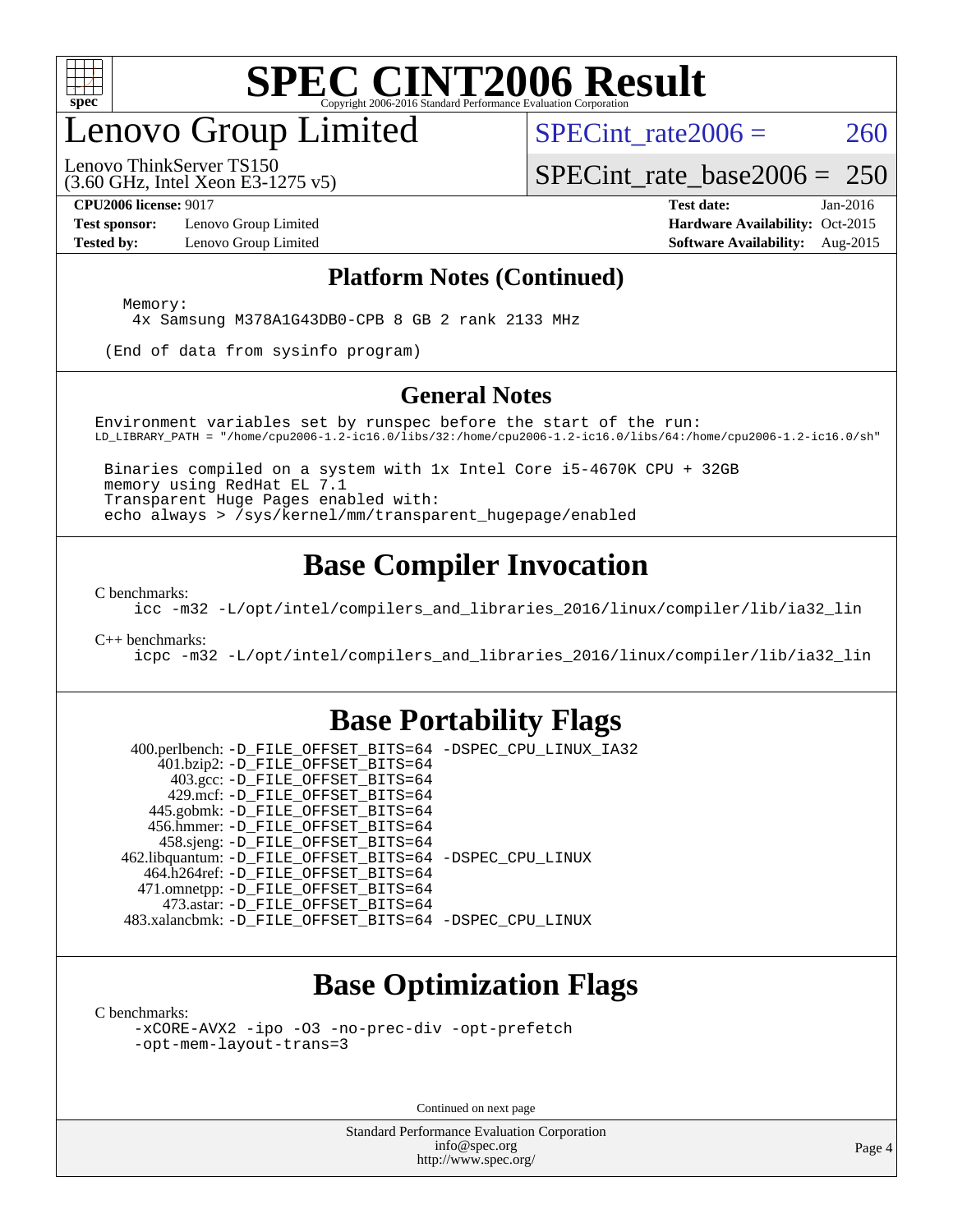# Lenovo Group Limited

Lenovo ThinkServer TS150
(3.60 GHz, Intel Xeon E3-1275 v5)

SPECint_rate2006 = 260

SPECint_rate_base2006 = 250

**CPU2006 license:** 9017
**Test sponsor:** Lenovo Group Limited
**Tested by:** Lenovo Group Limited

**Test date:** Jan-2016
**Hardware Availability:** Oct-2015
**Software Availability:** Aug-2015

## Platform Notes (Continued)

```
Memory:
 4x Samsung M378A1G43DB0-CPB 8 GB 2 rank 2133 MHz

(End of data from sysinfo program)
```

## General Notes

```
Environment variables set by runspec before the start of the run:
LD_LIBRARY_PATH = "/home/cpu2006-1.2-ic16.0/libs/32:/home/cpu2006-1.2-ic16.0/libs/64:/home/cpu2006-1.2-ic16.0/sh"

 Binaries compiled on a system with 1x Intel Core i5-4670K CPU + 32GB
 memory using RedHat EL 7.1
 Transparent Huge Pages enabled with:
 echo always > /sys/kernel/mm/transparent_hugepage/enabled
```

## Base Compiler Invocation

C benchmarks:
```
icc -m32 -L/opt/intel/compilers_and_libraries_2016/linux/compiler/lib/ia32_lin
```

C++ benchmarks:
```
icpc -m32 -L/opt/intel/compilers_and_libraries_2016/linux/compiler/lib/ia32_lin
```

## Base Portability Flags

| | |
|---|---|
| 400.perlbench: | -D_FILE_OFFSET_BITS=64 -DSPEC_CPU_LINUX_IA32 |
| 401.bzip2: | -D_FILE_OFFSET_BITS=64 |
| 403.gcc: | -D_FILE_OFFSET_BITS=64 |
| 429.mcf: | -D_FILE_OFFSET_BITS=64 |
| 445.gobmk: | -D_FILE_OFFSET_BITS=64 |
| 456.hmmer: | -D_FILE_OFFSET_BITS=64 |
| 458.sjeng: | -D_FILE_OFFSET_BITS=64 |
| 462.libquantum: | -D_FILE_OFFSET_BITS=64 -DSPEC_CPU_LINUX |
| 464.h264ref: | -D_FILE_OFFSET_BITS=64 |
| 471.omnetpp: | -D_FILE_OFFSET_BITS=64 |
| 473.astar: | -D_FILE_OFFSET_BITS=64 |
| 483.xalancbmk: | -D_FILE_OFFSET_BITS=64 -DSPEC_CPU_LINUX |

## Base Optimization Flags

C benchmarks:
```
-xCORE-AVX2 -ipo -O3 -no-prec-div -opt-prefetch
-opt-mem-layout-trans=3
```

Continued on next page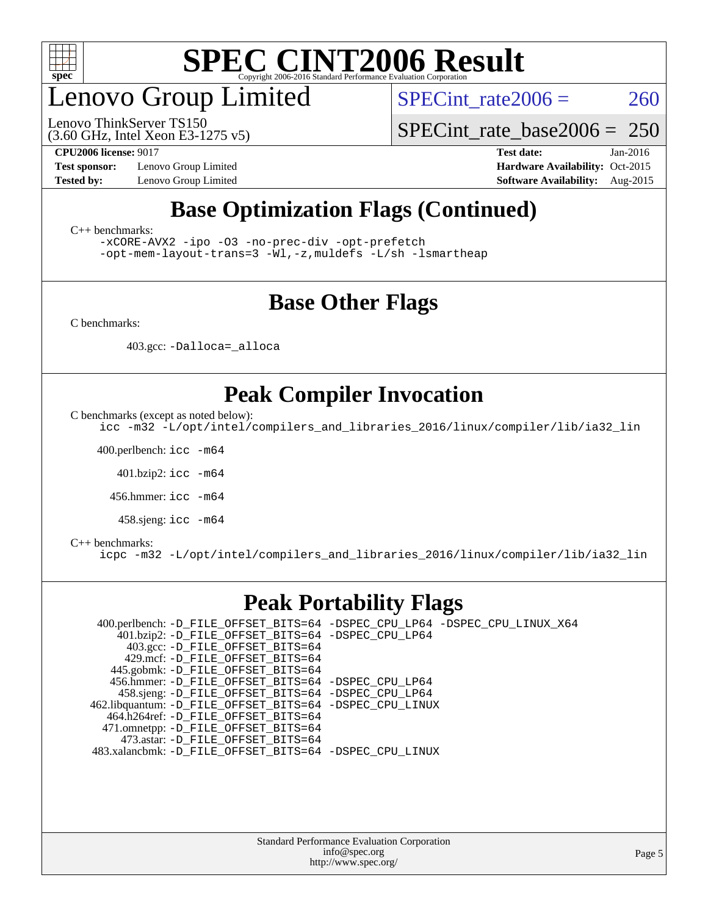## Base Optimization Flags (Continued)

C++ benchmarks:

```
-xCORE-AVX2 -ipo -O3 -no-prec-div -opt-prefetch
-opt-mem-layout-trans=3 -Wl,-z,muldefs -L/sh -lsmartheap
```

## Base Other Flags

C benchmarks:

403.gcc: `-Dalloca=_alloca`

## Peak Compiler Invocation

C benchmarks (except as noted below):

```
icc -m32 -L/opt/intel/compilers_and_libraries_2016/linux/compiler/lib/ia32_lin
```

400.perlbench: `icc -m64`

401.bzip2: `icc -m64`

456.hmmer: `icc -m64`

458.sjeng: `icc -m64`

C++ benchmarks:

```
icpc -m32 -L/opt/intel/compilers_and_libraries_2016/linux/compiler/lib/ia32_lin
```

## Peak Portability Flags

400.perlbench: `-D_FILE_OFFSET_BITS=64 -DSPEC_CPU_LP64 -DSPEC_CPU_LINUX_X64`
401.bzip2: `-D_FILE_OFFSET_BITS=64 -DSPEC_CPU_LP64`
403.gcc: `-D_FILE_OFFSET_BITS=64`
429.mcf: `-D_FILE_OFFSET_BITS=64`
445.gobmk: `-D_FILE_OFFSET_BITS=64`
456.hmmer: `-D_FILE_OFFSET_BITS=64 -DSPEC_CPU_LP64`
458.sjeng: `-D_FILE_OFFSET_BITS=64 -DSPEC_CPU_LP64`
462.libquantum: `-D_FILE_OFFSET_BITS=64 -DSPEC_CPU_LINUX`
464.h264ref: `-D_FILE_OFFSET_BITS=64`
471.omnetpp: `-D_FILE_OFFSET_BITS=64`
473.astar: `-D_FILE_OFFSET_BITS=64`
483.xalancbmk: `-D_FILE_OFFSET_BITS=64 -DSPEC_CPU_LINUX`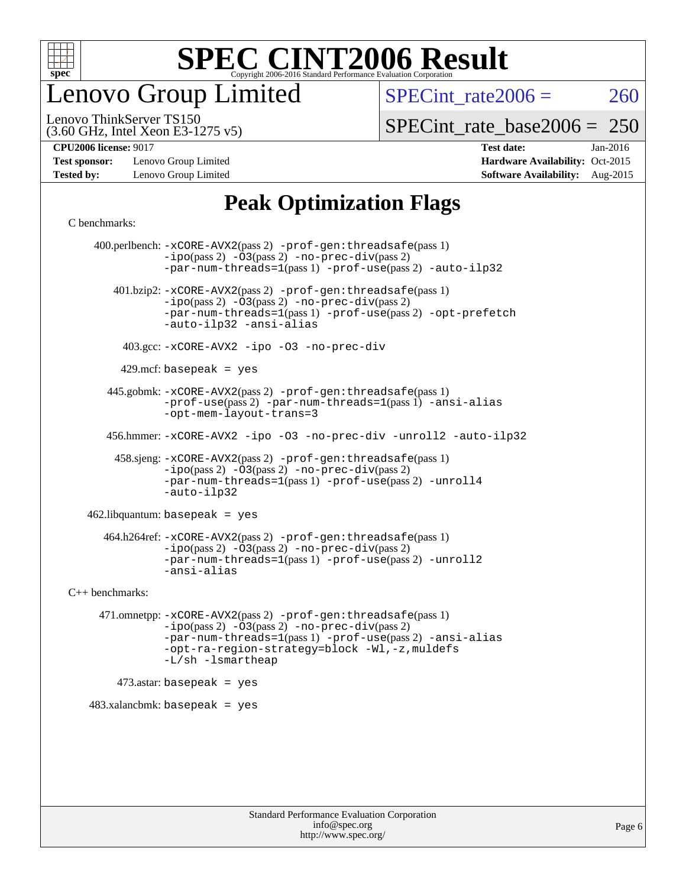# SPEC CINT2006 Result

Copyright 2006-2016 Standard Performance Evaluation Corporation

# Lenovo Group Limited

Lenovo ThinkServer TS150
(3.60 GHz, Intel Xeon E3-1275 v5)

SPECint_rate2006 = 260

SPECint_rate_base2006 = 250

**CPU2006 license:** 9017
**Test sponsor:** Lenovo Group Limited
**Tested by:** Lenovo Group Limited

**Test date:** Jan-2016
**Hardware Availability:** Oct-2015
**Software Availability:** Aug-2015

## Peak Optimization Flags

C benchmarks:

400.perlbench: -xCORE-AVX2(pass 2) -prof-gen:threadsafe(pass 1) -ipo(pass 2) -O3(pass 2) -no-prec-div(pass 2) -par-num-threads=1(pass 1) -prof-use(pass 2) -auto-ilp32

401.bzip2: -xCORE-AVX2(pass 2) -prof-gen:threadsafe(pass 1) -ipo(pass 2) -O3(pass 2) -no-prec-div(pass 2) -par-num-threads=1(pass 1) -prof-use(pass 2) -opt-prefetch -auto-ilp32 -ansi-alias

403.gcc: -xCORE-AVX2 -ipo -O3 -no-prec-div

429.mcf: basepeak = yes

445.gobmk: -xCORE-AVX2(pass 2) -prof-gen:threadsafe(pass 1) -prof-use(pass 2) -par-num-threads=1(pass 1) -ansi-alias -opt-mem-layout-trans=3

456.hmmer: -xCORE-AVX2 -ipo -O3 -no-prec-div -unroll2 -auto-ilp32

458.sjeng: -xCORE-AVX2(pass 2) -prof-gen:threadsafe(pass 1) -ipo(pass 2) -O3(pass 2) -no-prec-div(pass 2) -par-num-threads=1(pass 1) -prof-use(pass 2) -unroll4 -auto-ilp32

462.libquantum: basepeak = yes

464.h264ref: -xCORE-AVX2(pass 2) -prof-gen:threadsafe(pass 1) -ipo(pass 2) -O3(pass 2) -no-prec-div(pass 2) -par-num-threads=1(pass 1) -prof-use(pass 2) -unroll2 -ansi-alias

C++ benchmarks:

471.omnetpp: -xCORE-AVX2(pass 2) -prof-gen:threadsafe(pass 1) -ipo(pass 2) -O3(pass 2) -no-prec-div(pass 2) -par-num-threads=1(pass 1) -prof-use(pass 2) -ansi-alias -opt-ra-region-strategy=block -Wl,-z,muldefs -L/sh -lsmartheap

473.astar: basepeak = yes

483.xalancbmk: basepeak = yes

Standard Performance Evaluation Corporation
info@spec.org
http://www.spec.org/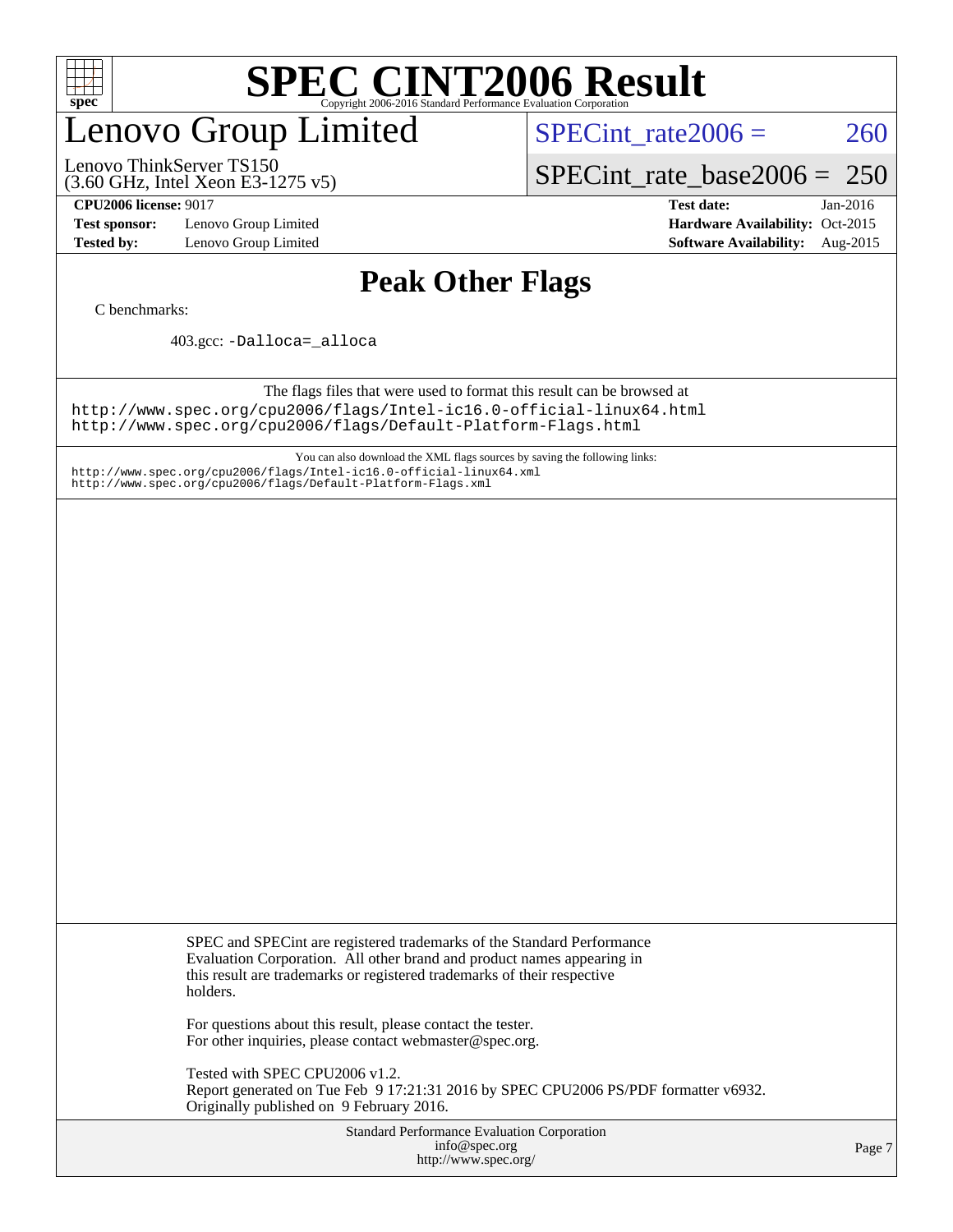## Peak Other Flags

C benchmarks:

403.gcc: -Dalloca=_alloca

The flags files that were used to format this result can be browsed at
http://www.spec.org/cpu2006/flags/Intel-ic16.0-official-linux64.html
http://www.spec.org/cpu2006/flags/Default-Platform-Flags.html

You can also download the XML flags sources by saving the following links:
http://www.spec.org/cpu2006/flags/Intel-ic16.0-official-linux64.xml
http://www.spec.org/cpu2006/flags/Default-Platform-Flags.xml

SPEC and SPECint are registered trademarks of the Standard Performance Evaluation Corporation. All other brand and product names appearing in this result are trademarks or registered trademarks of their respective holders.

For questions about this result, please contact the tester.
For other inquiries, please contact webmaster@spec.org.

Tested with SPEC CPU2006 v1.2.
Report generated on Tue Feb 9 17:21:31 2016 by SPEC CPU2006 PS/PDF formatter v6932.
Originally published on 9 February 2016.